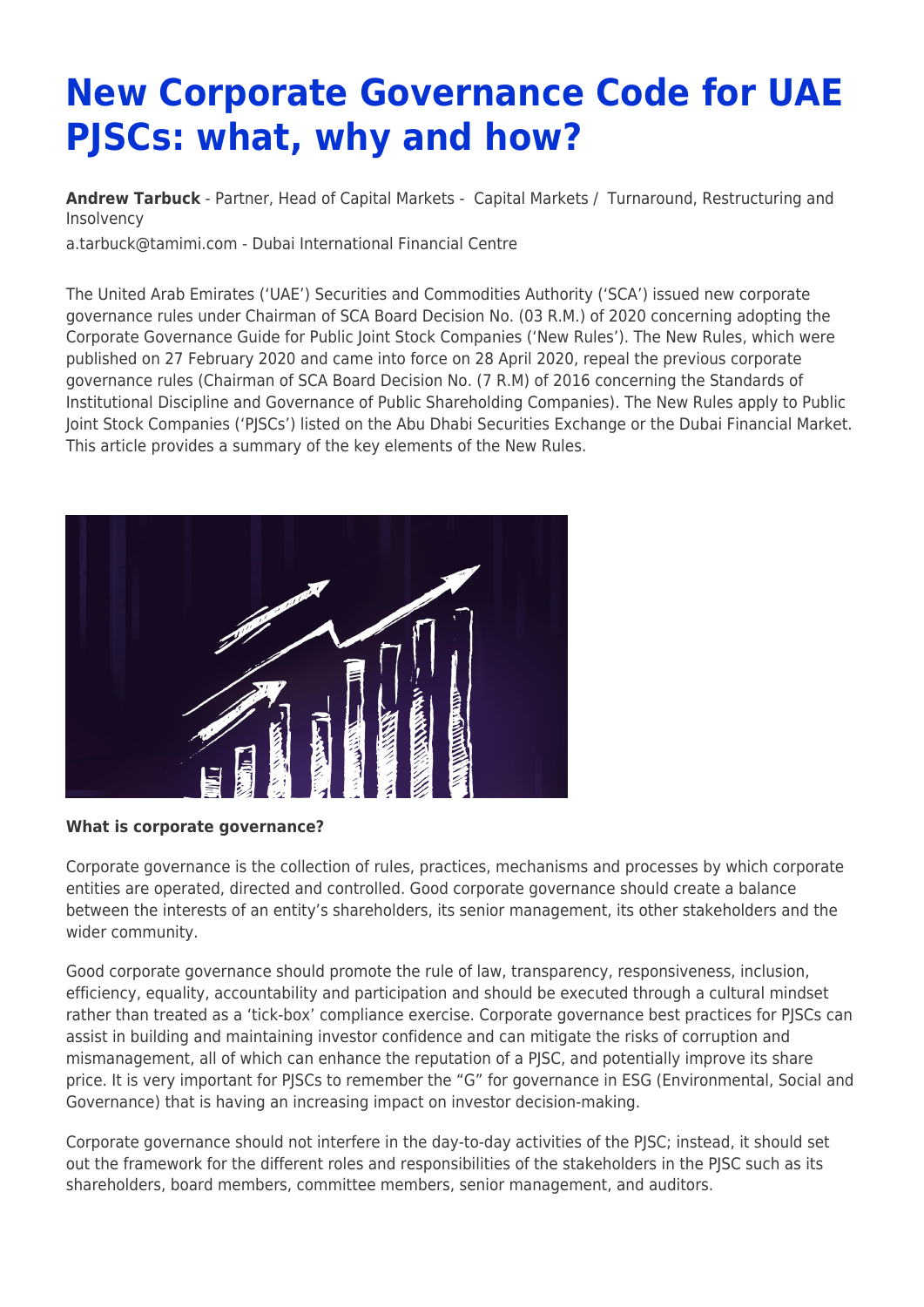# New Corporate Governance Code for UAE PJSCs: what, why and how?

**Andrew Tarbuck** - Partner, Head of Capital Markets - Capital Markets / Turnaround, Restructuring and Insolvency

a.tarbuck@tamimi.com - Dubai International Financial Centre

The United Arab Emirates ('UAE') Securities and Commodities Authority ('SCA') issued new corporate governance rules under Chairman of SCA Board Decision No. (03 R.M.) of 2020 concerning adopting the Corporate Governance Guide for Public Joint Stock Companies ('New Rules'). The New Rules, which were published on 27 February 2020 and came into force on 28 April 2020, repeal the previous corporate governance rules (Chairman of SCA Board Decision No. (7 R.M) of 2016 concerning the Standards of Institutional Discipline and Governance of Public Shareholding Companies). The New Rules apply to Public Joint Stock Companies ('PJSCs') listed on the Abu Dhabi Securities Exchange or the Dubai Financial Market. This article provides a summary of the key elements of the New Rules.

**What is corporate governance?**

Corporate governance is the collection of rules, practices, mechanisms and processes by which corporate entities are operated, directed and controlled. Good corporate governance should create a balance between the interests of an entity's shareholders, its senior management, its other stakeholders and the wider community.

Good corporate governance should promote the rule of law, transparency, responsiveness, inclusion, efficiency, equality, accountability and participation and should be executed through a cultural mindset rather than treated as a 'tick-box' compliance exercise. Corporate governance best practices for PJSCs can assist in building and maintaining investor confidence and can mitigate the risks of corruption and mismanagement, all of which can enhance the reputation of a PJSC, and potentially improve its share price. It is very important for PJSCs to remember the "G" for governance in ESG (Environmental, Social and Governance) that is having an increasing impact on investor decision-making.

Corporate governance should not interfere in the day-to-day activities of the PJSC; instead, it should set out the framework for the different roles and responsibilities of the stakeholders in the PJSC such as its shareholders, board members, committee members, senior management, and auditors.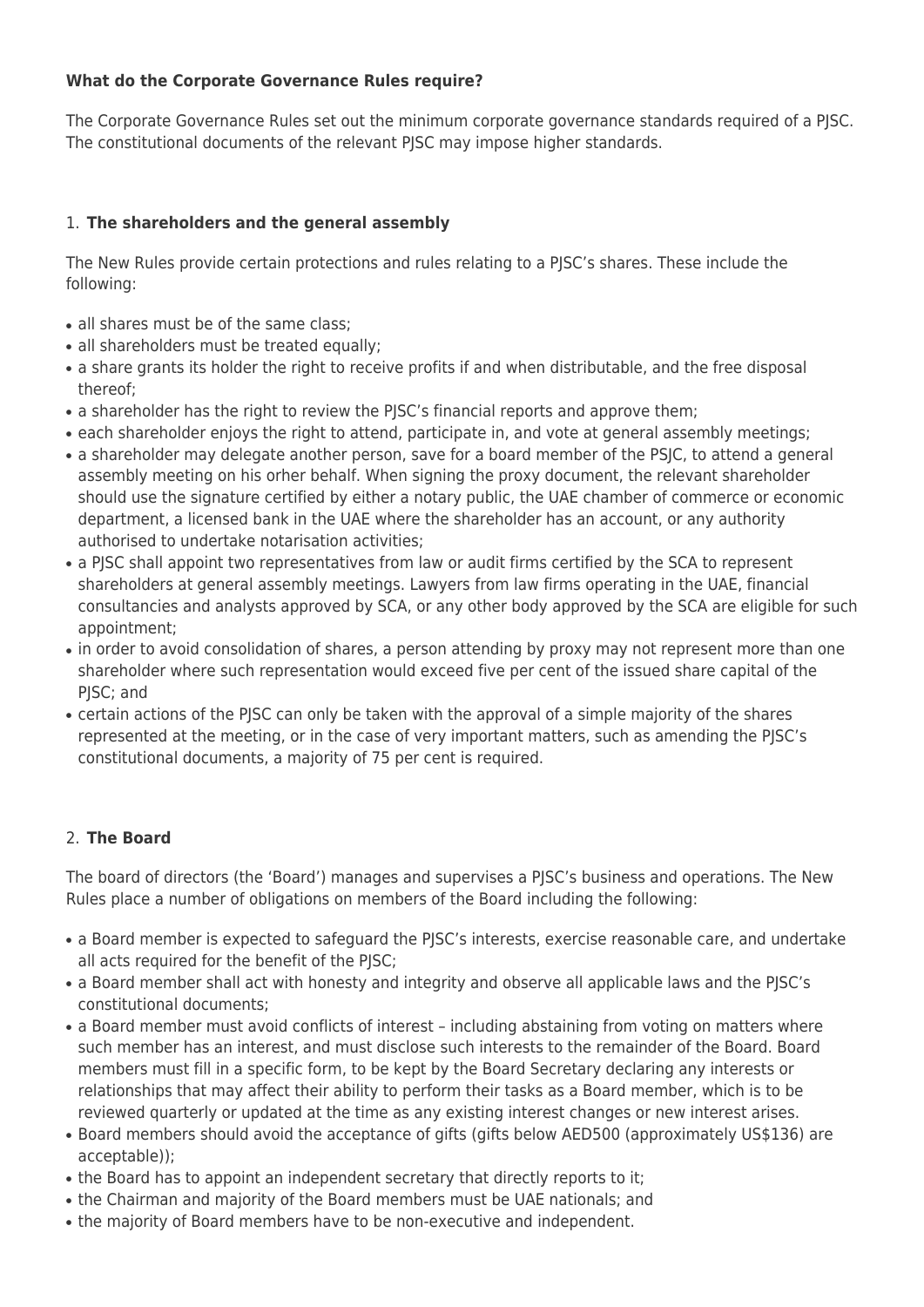**What do the Corporate Governance Rules require?**

The Corporate Governance Rules set out the minimum corporate governance standards required of a PJSC. The constitutional documents of the relevant PJSC may impose higher standards.

1. **The shareholders and the general assembly**

The New Rules provide certain protections and rules relating to a PJSC's shares. These include the following:

- all shares must be of the same class;
- all shareholders must be treated equally;
- a share grants its holder the right to receive profits if and when distributable, and the free disposal thereof;
- a shareholder has the right to review the PJSC's financial reports and approve them;
- each shareholder enjoys the right to attend, participate in, and vote at general assembly meetings;
- a shareholder may delegate another person, save for a board member of the PSJC, to attend a general assembly meeting on his orher behalf. When signing the proxy document, the relevant shareholder should use the signature certified by either a notary public, the UAE chamber of commerce or economic department, a licensed bank in the UAE where the shareholder has an account, or any authority authorised to undertake notarisation activities;
- a PJSC shall appoint two representatives from law or audit firms certified by the SCA to represent shareholders at general assembly meetings. Lawyers from law firms operating in the UAE, financial consultancies and analysts approved by SCA, or any other body approved by the SCA are eligible for such appointment;
- in order to avoid consolidation of shares, a person attending by proxy may not represent more than one shareholder where such representation would exceed five per cent of the issued share capital of the PJSC; and
- certain actions of the PJSC can only be taken with the approval of a simple majority of the shares represented at the meeting, or in the case of very important matters, such as amending the PJSC's constitutional documents, a majority of 75 per cent is required.

2. **The Board**

The board of directors (the 'Board') manages and supervises a PJSC's business and operations. The New Rules place a number of obligations on members of the Board including the following:

- a Board member is expected to safeguard the PJSC's interests, exercise reasonable care, and undertake all acts required for the benefit of the PJSC;
- a Board member shall act with honesty and integrity and observe all applicable laws and the PJSC's constitutional documents;
- a Board member must avoid conflicts of interest – including abstaining from voting on matters where such member has an interest, and must disclose such interests to the remainder of the Board. Board members must fill in a specific form, to be kept by the Board Secretary declaring any interests or relationships that may affect their ability to perform their tasks as a Board member, which is to be reviewed quarterly or updated at the time as any existing interest changes or new interest arises.
- Board members should avoid the acceptance of gifts (gifts below AED500 (approximately US$136) are acceptable));
- the Board has to appoint an independent secretary that directly reports to it;
- the Chairman and majority of the Board members must be UAE nationals; and
- the majority of Board members have to be non-executive and independent.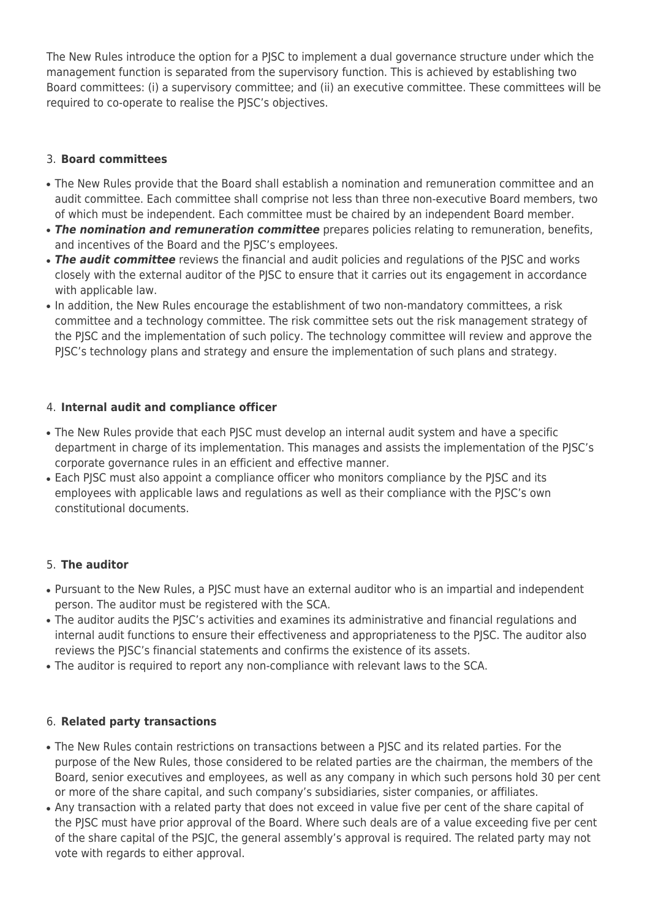The New Rules introduce the option for a PJSC to implement a dual governance structure under which the management function is separated from the supervisory function. This is achieved by establishing two Board committees: (i) a supervisory committee; and (ii) an executive committee. These committees will be required to co-operate to realise the PJSC's objectives.

3. **Board committees**

- The New Rules provide that the Board shall establish a nomination and remuneration committee and an audit committee. Each committee shall comprise not less than three non-executive Board members, two of which must be independent. Each committee must be chaired by an independent Board member.
- ***The nomination and remuneration committee*** prepares policies relating to remuneration, benefits, and incentives of the Board and the PJSC's employees.
- ***The audit committee*** reviews the financial and audit policies and regulations of the PJSC and works closely with the external auditor of the PJSC to ensure that it carries out its engagement in accordance with applicable law.
- In addition, the New Rules encourage the establishment of two non-mandatory committees, a risk committee and a technology committee. The risk committee sets out the risk management strategy of the PJSC and the implementation of such policy. The technology committee will review and approve the PJSC's technology plans and strategy and ensure the implementation of such plans and strategy.

4. **Internal audit and compliance officer**

- The New Rules provide that each PJSC must develop an internal audit system and have a specific department in charge of its implementation. This manages and assists the implementation of the PJSC's corporate governance rules in an efficient and effective manner.
- Each PJSC must also appoint a compliance officer who monitors compliance by the PJSC and its employees with applicable laws and regulations as well as their compliance with the PJSC's own constitutional documents.

5. **The auditor**

- Pursuant to the New Rules, a PJSC must have an external auditor who is an impartial and independent person. The auditor must be registered with the SCA.
- The auditor audits the PJSC's activities and examines its administrative and financial regulations and internal audit functions to ensure their effectiveness and appropriateness to the PJSC. The auditor also reviews the PJSC's financial statements and confirms the existence of its assets.
- The auditor is required to report any non-compliance with relevant laws to the SCA.

6. **Related party transactions**

- The New Rules contain restrictions on transactions between a PJSC and its related parties. For the purpose of the New Rules, those considered to be related parties are the chairman, the members of the Board, senior executives and employees, as well as any company in which such persons hold 30 per cent or more of the share capital, and such company's subsidiaries, sister companies, or affiliates.
- Any transaction with a related party that does not exceed in value five per cent of the share capital of the PJSC must have prior approval of the Board. Where such deals are of a value exceeding five per cent of the share capital of the PSJC, the general assembly's approval is required. The related party may not vote with regards to either approval.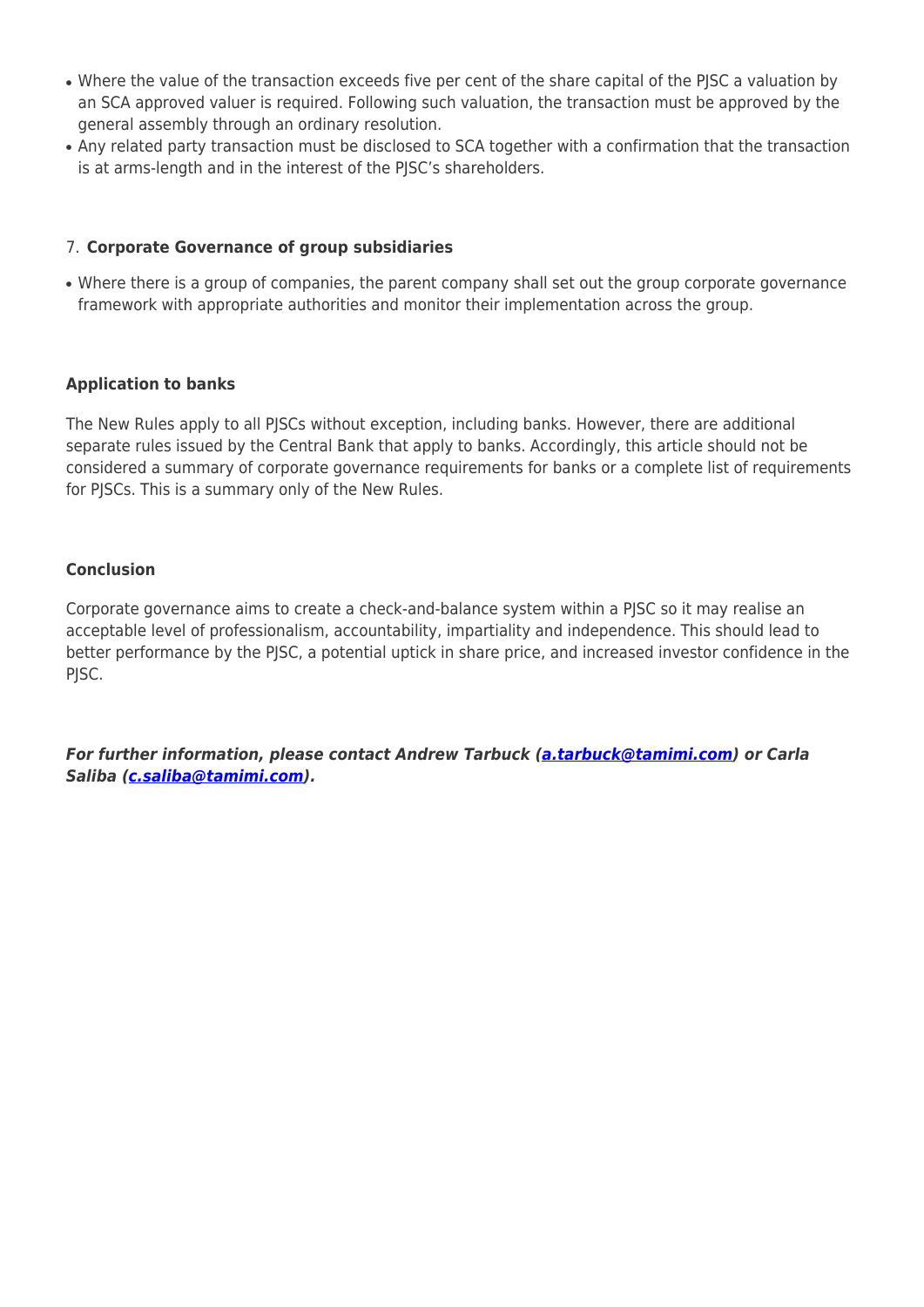- Where the value of the transaction exceeds five per cent of the share capital of the PJSC a valuation by an SCA approved valuer is required. Following such valuation, the transaction must be approved by the general assembly through an ordinary resolution.
- Any related party transaction must be disclosed to SCA together with a confirmation that the transaction is at arms-length and in the interest of the PJSC's shareholders.

7. **Corporate Governance of group subsidiaries**

- Where there is a group of companies, the parent company shall set out the group corporate governance framework with appropriate authorities and monitor their implementation across the group.

**Application to banks**

The New Rules apply to all PJSCs without exception, including banks. However, there are additional separate rules issued by the Central Bank that apply to banks. Accordingly, this article should not be considered a summary of corporate governance requirements for banks or a complete list of requirements for PJSCs. This is a summary only of the New Rules.

**Conclusion**

Corporate governance aims to create a check-and-balance system within a PJSC so it may realise an acceptable level of professionalism, accountability, impartiality and independence. This should lead to better performance by the PJSC, a potential uptick in share price, and increased investor confidence in the PJSC.

***For further information, please contact Andrew Tarbuck ([a.tarbuck@tamimi.com](mailto:a.tarbuck@tamimi.com)) or Carla Saliba ([c.saliba@tamimi.com](mailto:c.saliba@tamimi.com)).***